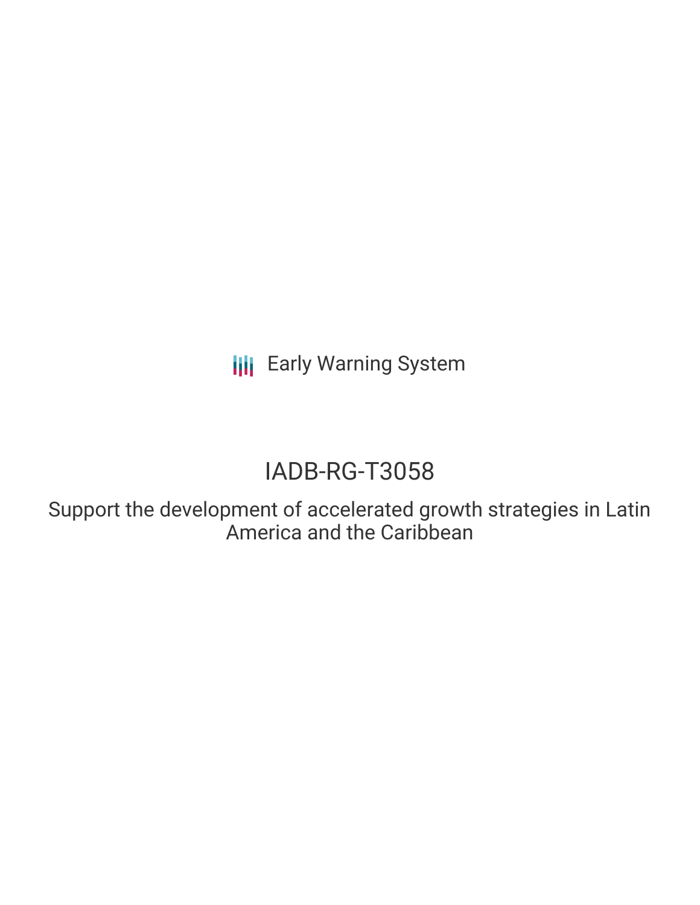Early Warning System

# IADB-RG-T3058

## Support the development of accelerated growth strategies in Latin America and the Caribbean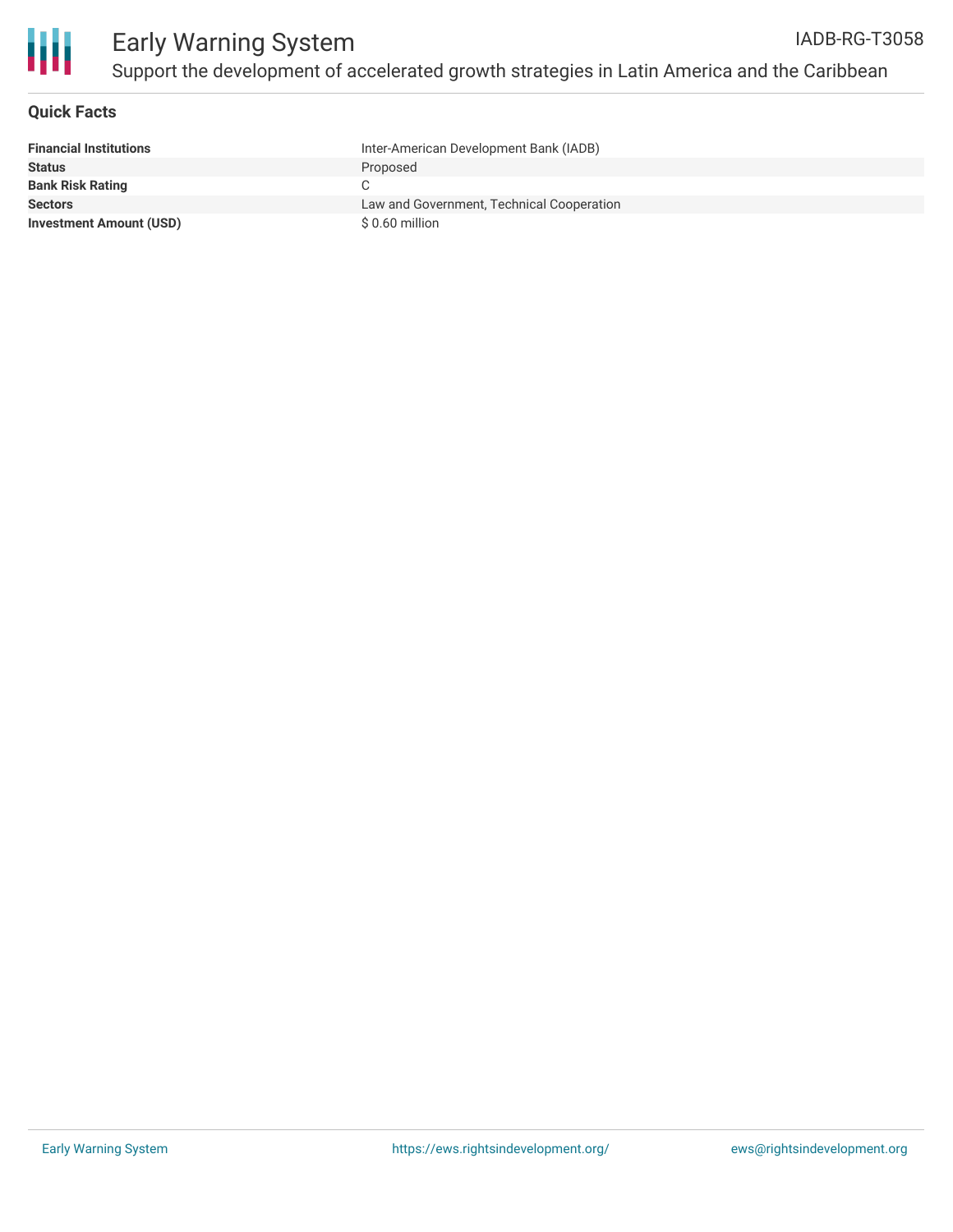# Early Warning System

## Support the development of accelerated growth strategies in Latin America and the Caribbean

IADB-RG-T3058

### Quick Facts

| | |
|---|---|
| **Financial Institutions** | Inter-American Development Bank (IADB) |
| **Status** | Proposed |
| **Bank Risk Rating** | C |
| **Sectors** | Law and Government, Technical Cooperation |
| **Investment Amount (USD)** | $ 0.60 million |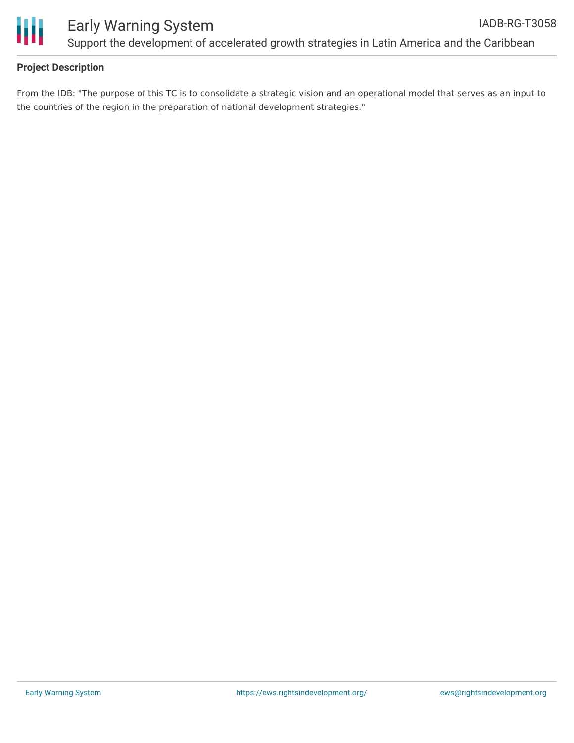### Project Description

From the IDB: "The purpose of this TC is to consolidate a strategic vision and an operational model that serves as an input to the countries of the region in the preparation of national development strategies."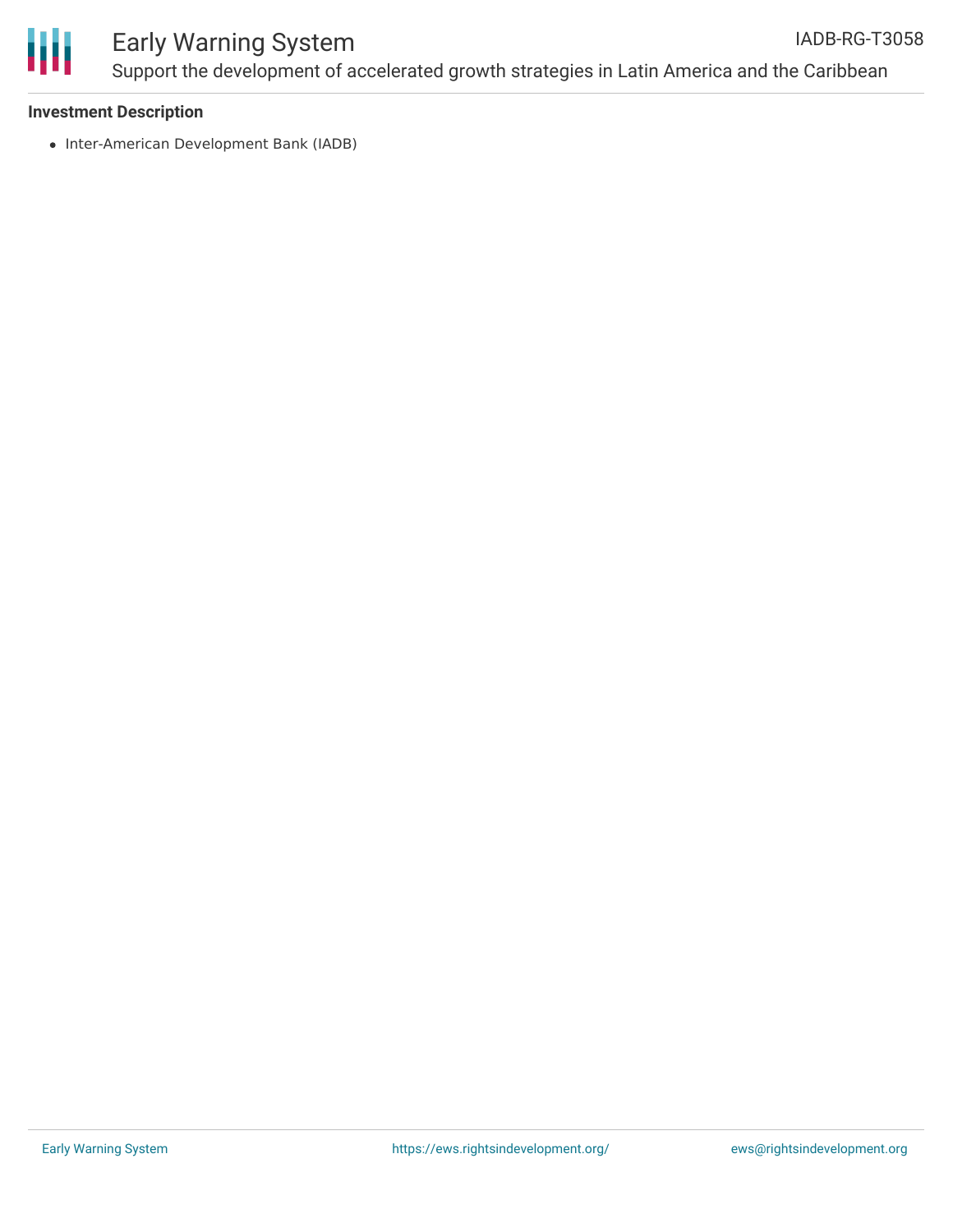**Investment Description**

- Inter-American Development Bank (IADB)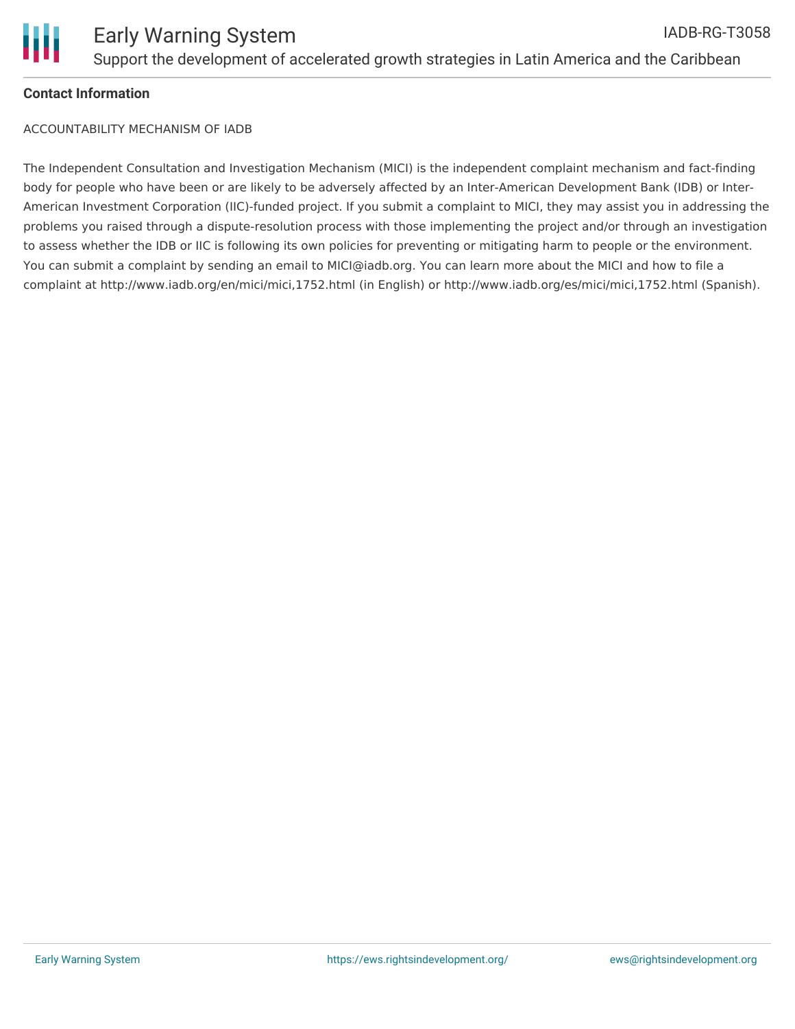**Contact Information**

ACCOUNTABILITY MECHANISM OF IADB

The Independent Consultation and Investigation Mechanism (MICI) is the independent complaint mechanism and fact-finding body for people who have been or are likely to be adversely affected by an Inter-American Development Bank (IDB) or Inter-American Investment Corporation (IIC)-funded project. If you submit a complaint to MICI, they may assist you in addressing the problems you raised through a dispute-resolution process with those implementing the project and/or through an investigation to assess whether the IDB or IIC is following its own policies for preventing or mitigating harm to people or the environment. You can submit a complaint by sending an email to MICI@iadb.org. You can learn more about the MICI and how to file a complaint at http://www.iadb.org/en/mici/mici,1752.html (in English) or http://www.iadb.org/es/mici/mici,1752.html (Spanish).